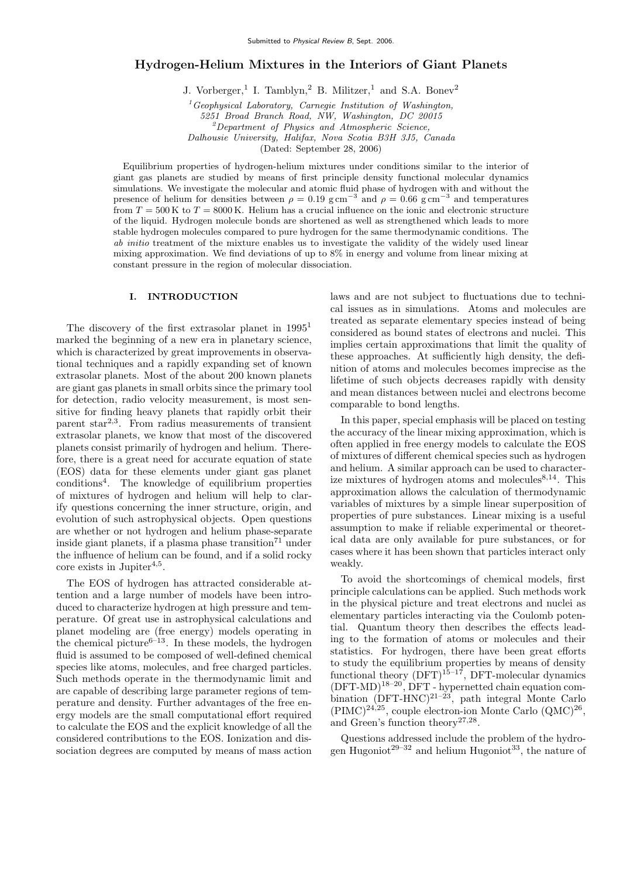Submitted to *Physical Review B*, Sept. 2006.

# Hydrogen-Helium Mixtures in the Interiors of Giant Planets

J. Vorberger,[1] I. Tamblyn,[2] B. Militzer,[1] and S.A. Bonev[2]

[1] *Geophysical Laboratory, Carnegie Institution of Washington, 5251 Broad Branch Road, NW, Washington, DC 20015*
[2] *Department of Physics and Atmospheric Science, Dalhousie University, Halifax, Nova Scotia B3H 3J5, Canada*
(Dated: September 28, 2006)

Equilibrium properties of hydrogen-helium mixtures under conditions similar to the interior of giant gas planets are studied by means of first principle density functional molecular dynamics simulations. We investigate the molecular and atomic fluid phase of hydrogen with and without the presence of helium for densities between $\rho = 0.19\ \mathrm{g\,cm^{-3}}$ and $\rho = 0.66\ \mathrm{g\,cm^{-3}}$ and temperatures from $T = 500\,\mathrm{K}$ to $T = 8000\,\mathrm{K}$. Helium has a crucial influence on the ionic and electronic structure of the liquid. Hydrogen molecule bonds are shortened as well as strengthened which leads to more stable hydrogen molecules compared to pure hydrogen for the same thermodynamic conditions. The *ab initio* treatment of the mixture enables us to investigate the validity of the widely used linear mixing approximation. We find deviations of up to 8% in energy and volume from linear mixing at constant pressure in the region of molecular dissociation.

## I. INTRODUCTION

The discovery of the first extrasolar planet in 1995[1] marked the beginning of a new era in planetary science, which is characterized by great improvements in observational techniques and a rapidly expanding set of known extrasolar planets. Most of the about 200 known planets are giant gas planets in small orbits since the primary tool for detection, radio velocity measurement, is most sensitive for finding heavy planets that rapidly orbit their parent star[2,3]. From radius measurements of transient extrasolar planets, we know that most of the discovered planets consist primarily of hydrogen and helium. Therefore, there is a great need for accurate equation of state (EOS) data for these elements under giant gas planet conditions[4]. The knowledge of equilibrium properties of mixtures of hydrogen and helium will help to clarify questions concerning the inner structure, origin, and evolution of such astrophysical objects. Open questions are whether or not hydrogen and helium phase-separate inside giant planets, if a plasma phase transition[71] under the influence of helium can be found, and if a solid rocky core exists in Jupiter[4,5].

The EOS of hydrogen has attracted considerable attention and a large number of models have been introduced to characterize hydrogen at high pressure and temperature. Of great use in astrophysical calculations and planet modeling are (free energy) models operating in the chemical picture[6–13]. In these models, the hydrogen fluid is assumed to be composed of well-defined chemical species like atoms, molecules, and free charged particles. Such methods operate in the thermodynamic limit and are capable of describing large parameter regions of temperature and density. Further advantages of the free energy models are the small computational effort required to calculate the EOS and the explicit knowledge of all the considered contributions to the EOS. Ionization and dissociation degrees are computed by means of mass action laws and are not subject to fluctuations due to technical issues as in simulations. Atoms and molecules are treated as separate elementary species instead of being considered as bound states of electrons and nuclei. This implies certain approximations that limit the quality of these approaches. At sufficiently high density, the definition of atoms and molecules becomes imprecise as the lifetime of such objects decreases rapidly with density and mean distances between nuclei and electrons become comparable to bond lengths.

In this paper, special emphasis will be placed on testing the accuracy of the linear mixing approximation, which is often applied in free energy models to calculate the EOS of mixtures of different chemical species such as hydrogen and helium. A similar approach can be used to characterize mixtures of hydrogen atoms and molecules[8,14]. This approximation allows the calculation of thermodynamic variables of mixtures by a simple linear superposition of properties of pure substances. Linear mixing is a useful assumption to make if reliable experimental or theoretical data are only available for pure substances, or for cases where it has been shown that particles interact only weakly.

To avoid the shortcomings of chemical models, first principle calculations can be applied. Such methods work in the physical picture and treat electrons and nuclei as elementary particles interacting via the Coulomb potential. Quantum theory then describes the effects leading to the formation of atoms or molecules and their statistics. For hydrogen, there have been great efforts to study the equilibrium properties by means of density functional theory (DFT)[15–17], DFT-molecular dynamics (DFT-MD)[18–20], DFT - hypernetted chain equation combination (DFT-HNC)[21–23], path integral Monte Carlo (PIMC)[24,25], couple electron-ion Monte Carlo (QMC)[26], and Green's function theory[27,28].

Questions addressed include the problem of the hydrogen Hugoniot[29–32] and helium Hugoniot[33], the nature of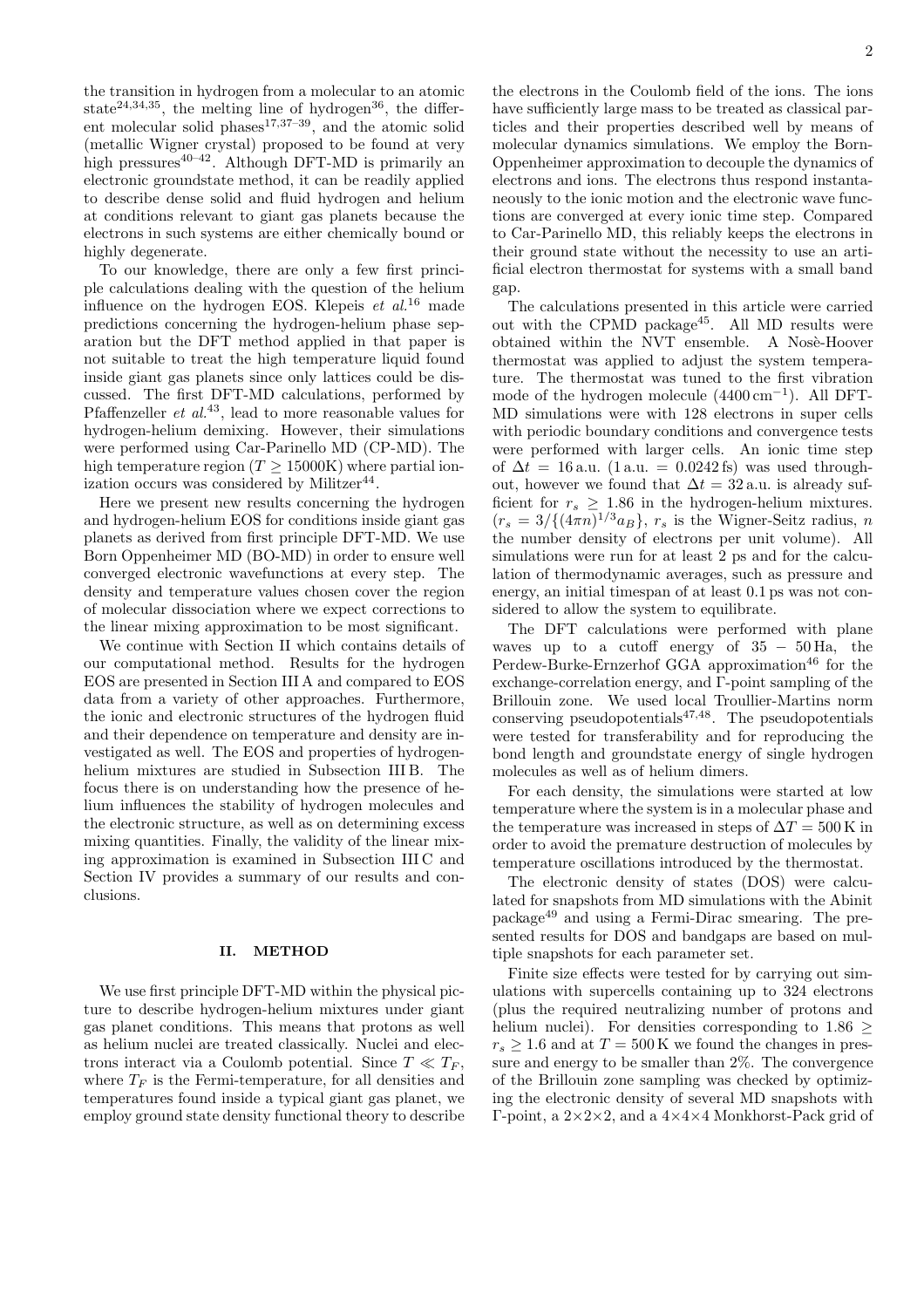the transition in hydrogen from a molecular to an atomic state[24,34,35], the melting line of hydrogen[36], the different molecular solid phases[17,37–39], and the atomic solid (metallic Wigner crystal) proposed to be found at very high pressures[40–42]. Although DFT-MD is primarily an electronic groundstate method, it can be readily applied to describe dense solid and fluid hydrogen and helium at conditions relevant to giant gas planets because the electrons in such systems are either chemically bound or highly degenerate.

To our knowledge, there are only a few first principle calculations dealing with the question of the helium influence on the hydrogen EOS. Klepeis *et al.*[16] made predictions concerning the hydrogen-helium phase separation but the DFT method applied in that paper is not suitable to treat the high temperature liquid found inside giant gas planets since only lattices could be discussed. The first DFT-MD calculations, performed by Pfaffenzeller *et al.*[43], lead to more reasonable values for hydrogen-helium demixing. However, their simulations were performed using Car-Parinello MD (CP-MD). The high temperature region ($T \geq 15000$K) where partial ionization occurs was considered by Militzer[44].

Here we present new results concerning the hydrogen and hydrogen-helium EOS for conditions inside giant gas planets as derived from first principle DFT-MD. We use Born Oppenheimer MD (BO-MD) in order to ensure well converged electronic wavefunctions at every step. The density and temperature values chosen cover the region of molecular dissociation where we expect corrections to the linear mixing approximation to be most significant.

We continue with Section II which contains details of our computational method. Results for the hydrogen EOS are presented in Section III A and compared to EOS data from a variety of other approaches. Furthermore, the ionic and electronic structures of the hydrogen fluid and their dependence on temperature and density are investigated as well. The EOS and properties of hydrogen-helium mixtures are studied in Subsection III B. The focus there is on understanding how the presence of helium influences the stability of hydrogen molecules and the electronic structure, as well as on determining excess mixing quantities. Finally, the validity of the linear mixing approximation is examined in Subsection III C and Section IV provides a summary of our results and conclusions.

## II. METHOD

We use first principle DFT-MD within the physical picture to describe hydrogen-helium mixtures under giant gas planet conditions. This means that protons as well as helium nuclei are treated classically. Nuclei and electrons interact via a Coulomb potential. Since $T \ll T_F$, where $T_F$ is the Fermi-temperature, for all densities and temperatures found inside a typical giant gas planet, we employ ground state density functional theory to describe the electrons in the Coulomb field of the ions. The ions have sufficiently large mass to be treated as classical particles and their properties described well by means of molecular dynamics simulations. We employ the Born-Oppenheimer approximation to decouple the dynamics of electrons and ions. The electrons thus respond instantaneously to the ionic motion and the electronic wave functions are converged at every ionic time step. Compared to Car-Parinello MD, this reliably keeps the electrons in their ground state without the necessity to use an artificial electron thermostat for systems with a small band gap.

The calculations presented in this article were carried out with the CPMD package[45]. All MD results were obtained within the NVT ensemble. A Nosè-Hoover thermostat was applied to adjust the system temperature. The thermostat was tuned to the first vibration mode of the hydrogen molecule ($4400\,\mathrm{cm}^{-1}$). All DFT-MD simulations were with 128 electrons in super cells with periodic boundary conditions and convergence tests were performed with larger cells. An ionic time step of $\Delta t = 16\,$a.u. ($1\,$a.u. $= 0.0242\,$fs) was used throughout, however we found that $\Delta t = 32\,$a.u. is already sufficient for $r_s \geq 1.86$ in the hydrogen-helium mixtures. ($r_s = 3/\{(4\pi n)^{1/3} a_B\}$, $r_s$ is the Wigner-Seitz radius, $n$ the number density of electrons per unit volume). All simulations were run for at least 2 ps and for the calculation of thermodynamic averages, such as pressure and energy, an initial timespan of at least 0.1 ps was not considered to allow the system to equilibrate.

The DFT calculations were performed with plane waves up to a cutoff energy of $35 - 50\,$Ha, the Perdew-Burke-Ernzerhof GGA approximation[46] for the exchange-correlation energy, and $\Gamma$-point sampling of the Brillouin zone. We used local Troullier-Martins norm conserving pseudopotentials[47,48]. The pseudopotentials were tested for transferability and for reproducing the bond length and groundstate energy of single hydrogen molecules as well as of helium dimers.

For each density, the simulations were started at low temperature where the system is in a molecular phase and the temperature was increased in steps of $\Delta T = 500\,$K in order to avoid the premature destruction of molecules by temperature oscillations introduced by the thermostat.

The electronic density of states (DOS) were calculated for snapshots from MD simulations with the Abinit package[49] and using a Fermi-Dirac smearing. The presented results for DOS and bandgaps are based on multiple snapshots for each parameter set.

Finite size effects were tested for by carrying out simulations with supercells containing up to 324 electrons (plus the required neutralizing number of protons and helium nuclei). For densities corresponding to $1.86 \geq r_s \geq 1.6$ and at $T = 500\,$K we found the changes in pressure and energy to be smaller than 2%. The convergence of the Brillouin zone sampling was checked by optimizing the electronic density of several MD snapshots with $\Gamma$-point, a $2{\times}2{\times}2$, and a $4{\times}4{\times}4$ Monkhorst-Pack grid of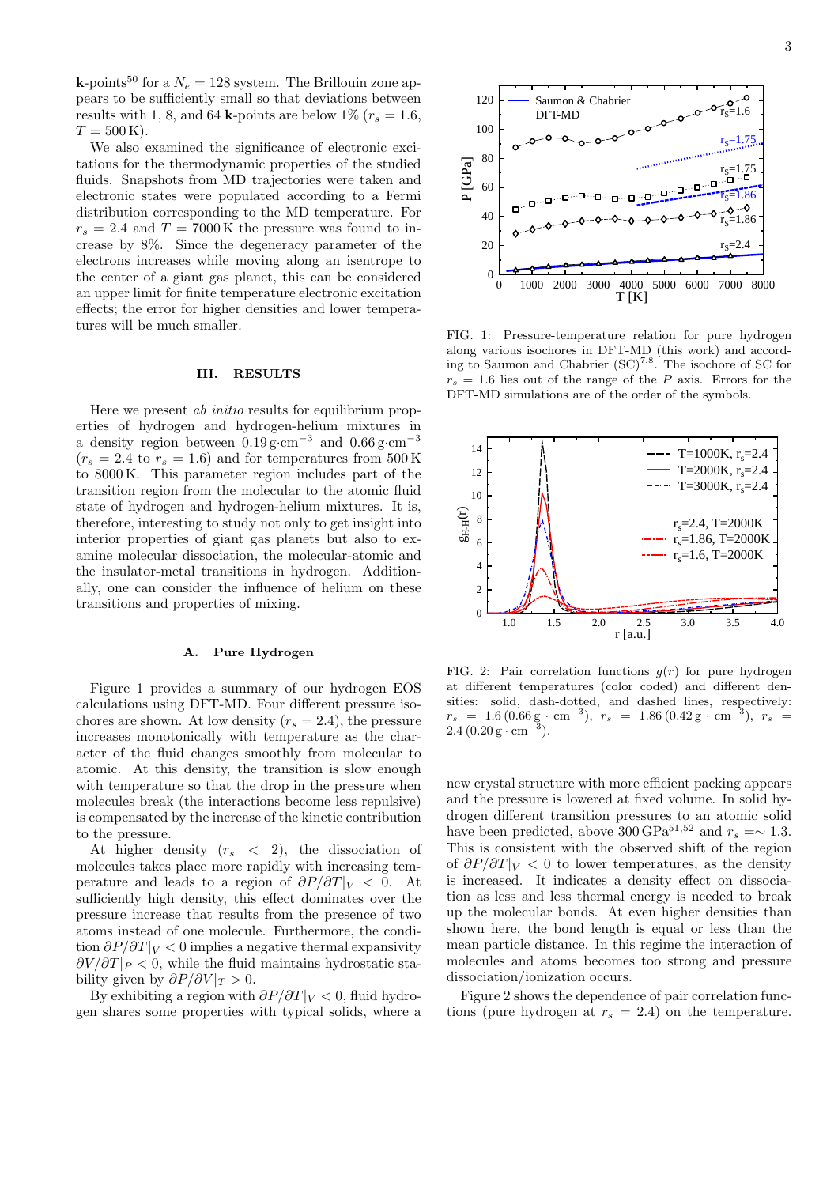**k**-points[50] for a $N_e = 128$ system. The Brillouin zone appears to be sufficiently small so that deviations between results with 1, 8, and 64 **k**-points are below 1% ($r_s = 1.6$, $T = 500\,\mathrm{K}$).

We also examined the significance of electronic excitations for the thermodynamic properties of the studied fluids. Snapshots from MD trajectories were taken and electronic states were populated according to a Fermi distribution corresponding to the MD temperature. For $r_s = 2.4$ and $T = 7000\,\mathrm{K}$ the pressure was found to increase by 8%. Since the degeneracy parameter of the electrons increases while moving along an isentrope to the center of a giant gas planet, this can be considered an upper limit for finite temperature electronic excitation effects; the error for higher densities and lower temperatures will be much smaller.

## III. RESULTS

Here we present *ab initio* results for equilibrium properties of hydrogen and hydrogen-helium mixtures in a density region between $0.19\,\mathrm{g\cdot cm^{-3}}$ and $0.66\,\mathrm{g\cdot cm^{-3}}$ ($r_s = 2.4$ to $r_s = 1.6$) and for temperatures from 500 K to 8000 K. This parameter region includes part of the transition region from the molecular to the atomic fluid state of hydrogen and hydrogen-helium mixtures. It is, therefore, interesting to study not only to get insight into interior properties of giant gas planets but also to examine molecular dissociation, the molecular-atomic and the insulator-metal transitions in hydrogen. Additionally, one can consider the influence of helium on these transitions and properties of mixing.

### A. Pure Hydrogen

Figure 1 provides a summary of our hydrogen EOS calculations using DFT-MD. Four different pressure isochores are shown. At low density ($r_s = 2.4$), the pressure increases monotonically with temperature as the character of the fluid changes smoothly from molecular to atomic. At this density, the transition is slow enough with temperature so that the drop in the pressure when molecules break (the interactions become less repulsive) is compensated by the increase of the kinetic contribution to the pressure.

At higher density ($r_s < 2$), the dissociation of molecules takes place more rapidly with increasing temperature and leads to a region of $\partial P/\partial T|_V < 0$. At sufficiently high density, this effect dominates over the pressure increase that results from the presence of two atoms instead of one molecule. Furthermore, the condition $\partial P/\partial T|_V < 0$ implies a negative thermal expansivity $\partial V/\partial T|_P < 0$, while the fluid maintains hydrostatic stability given by $\partial P/\partial V|_T > 0$.

By exhibiting a region with $\partial P/\partial T|_V < 0$, fluid hydrogen shares some properties with typical solids, where a new crystal structure with more efficient packing appears and the pressure is lowered at fixed volume. In solid hydrogen different transition pressures to an atomic solid have been predicted, above 300 GPa[51,52] and $r_s =\sim 1.3$. This is consistent with the observed shift of the region of $\partial P/\partial T|_V < 0$ to lower temperatures, as the density is increased. It indicates a density effect on dissociation as less and less thermal energy is needed to break up the molecular bonds. At even higher densities than shown here, the bond length is equal or less than the mean particle distance. In this regime the interaction of molecules and atoms becomes too strong and pressure dissociation/ionization occurs.

Figure 2 shows the dependence of pair correlation functions (pure hydrogen at $r_s = 2.4$) on the temperature.

FIG. 1: Pressure-temperature relation for pure hydrogen along various isochores in DFT-MD (this work) and according to Saumon and Chabrier (SC)[7,8]. The isochore of SC for $r_s = 1.6$ lies out of the range of the $P$ axis. Errors for the DFT-MD simulations are of the order of the symbols.

FIG. 2: Pair correlation functions $g(r)$ for pure hydrogen at different temperatures (color coded) and different densities: solid, dash-dotted, and dashed lines, respectively: $r_s = 1.6\,(0.66\,\mathrm{g\cdot cm^{-3}})$, $r_s = 1.86\,(0.42\,\mathrm{g\cdot cm^{-3}})$, $r_s = 2.4\,(0.20\,\mathrm{g\cdot cm^{-3}})$.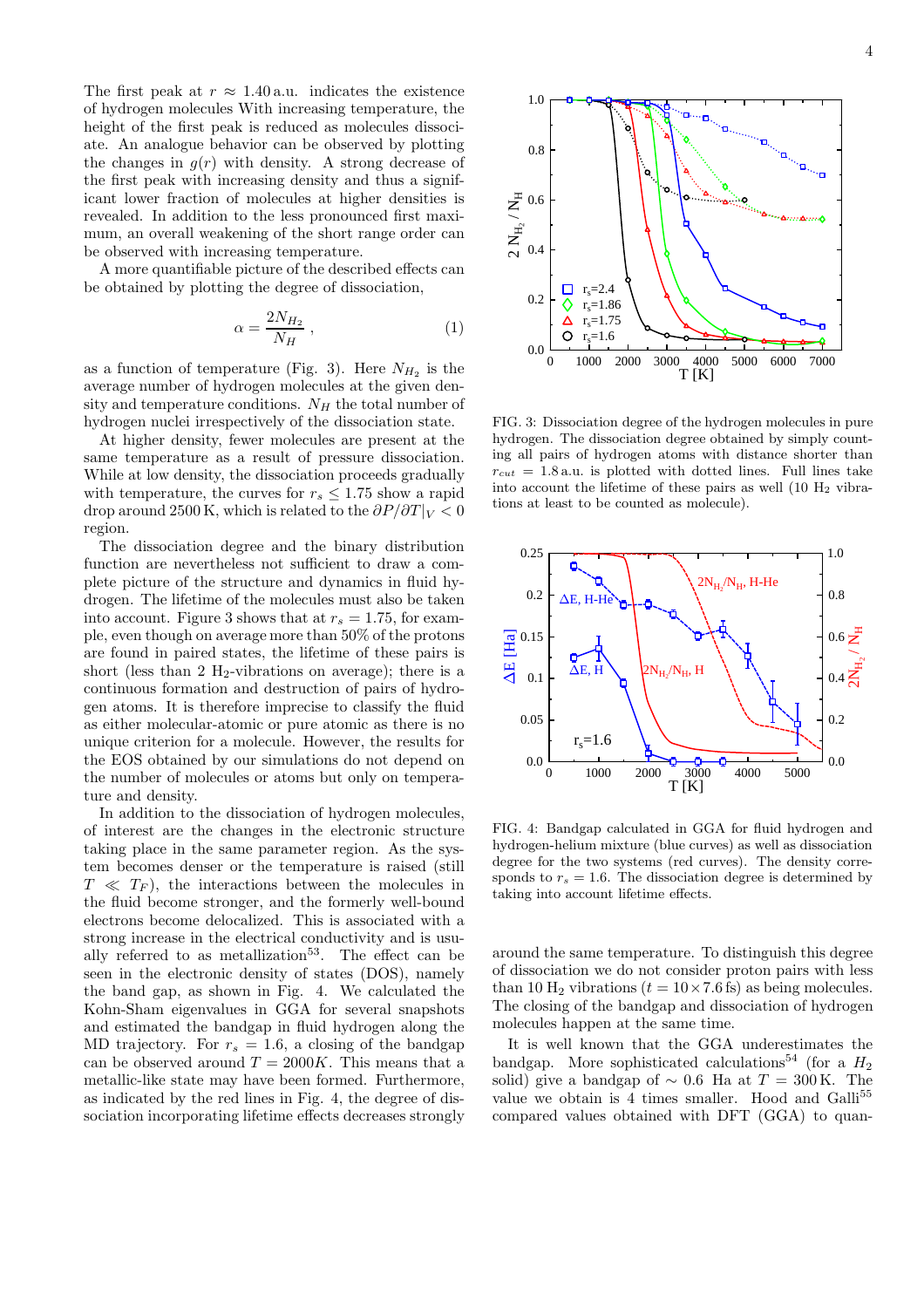The first peak at $r \approx 1.40$ a.u. indicates the existence of hydrogen molecules With increasing temperature, the height of the first peak is reduced as molecules dissociate. An analogue behavior can be observed by plotting the changes in $g(r)$ with density. A strong decrease of the first peak with increasing density and thus a significant lower fraction of molecules at higher densities is revealed. In addition to the less pronounced first maximum, an overall weakening of the short range order can be observed with increasing temperature.

A more quantifiable picture of the described effects can be obtained by plotting the degree of dissociation,

$$\alpha = \frac{2N_{H_2}}{N_H}, \tag{1}$$

as a function of temperature (Fig. 3). Here $N_{H_2}$ is the average number of hydrogen molecules at the given density and temperature conditions. $N_H$ the total number of hydrogen nuclei irrespectively of the dissociation state.

At higher density, fewer molecules are present at the same temperature as a result of pressure dissociation. While at low density, the dissociation proceeds gradually with temperature, the curves for $r_s \leq 1.75$ show a rapid drop around 2500 K, which is related to the $\partial P/\partial T|_V < 0$ region.

The dissociation degree and the binary distribution function are nevertheless not sufficient to draw a complete picture of the structure and dynamics in fluid hydrogen. The lifetime of the molecules must also be taken into account. Figure 3 shows that at $r_s = 1.75$, for example, even though on average more than 50% of the protons are found in paired states, the lifetime of these pairs is short (less than 2 $H_2$-vibrations on average); there is a continuous formation and destruction of pairs of hydrogen atoms. It is therefore imprecise to classify the fluid as either molecular-atomic or pure atomic as there is no unique criterion for a molecule. However, the results for the EOS obtained by our simulations do not depend on the number of molecules or atoms but only on temperature and density.

In addition to the dissociation of hydrogen molecules, of interest are the changes in the electronic structure taking place in the same parameter region. As the system becomes denser or the temperature is raised (still $T \ll T_F$), the interactions between the molecules in the fluid become stronger, and the formerly well-bound electrons become delocalized. This is associated with a strong increase in the electrical conductivity and is usually referred to as metallization[53]. The effect can be seen in the electronic density of states (DOS), namely the band gap, as shown in Fig. 4. We calculated the Kohn-Sham eigenvalues in GGA for several snapshots and estimated the bandgap in fluid hydrogen along the MD trajectory. For $r_s = 1.6$, a closing of the bandgap can be observed around $T = 2000K$. This means that a metallic-like state may have been formed. Furthermore, as indicated by the red lines in Fig. 4, the degree of dissociation incorporating lifetime effects decreases strongly around the same temperature. To distinguish this degree of dissociation we do not consider proton pairs with less than 10 $H_2$ vibrations ($t = 10 \times 7.6$ fs) as being molecules. The closing of the bandgap and dissociation of hydrogen molecules happen at the same time.

It is well known that the GGA underestimates the bandgap. More sophisticated calculations[54] (for a $H_2$ solid) give a bandgap of $\sim 0.6$ Ha at $T = 300$ K. The value we obtain is 4 times smaller. Hood and Galli[55] compared values obtained with DFT (GGA) to quan-

FIG. 3: Dissociation degree of the hydrogen molecules in pure hydrogen. The dissociation degree obtained by simply counting all pairs of hydrogen atoms with distance shorter than $r_{cut} = 1.8$ a.u. is plotted with dotted lines. Full lines take into account the lifetime of these pairs as well (10 $H_2$ vibrations at least to be counted as molecule).

FIG. 4: Bandgap calculated in GGA for fluid hydrogen and hydrogen-helium mixture (blue curves) as well as dissociation degree for the two systems (red curves). The density corresponds to $r_s = 1.6$. The dissociation degree is determined by taking into account lifetime effects.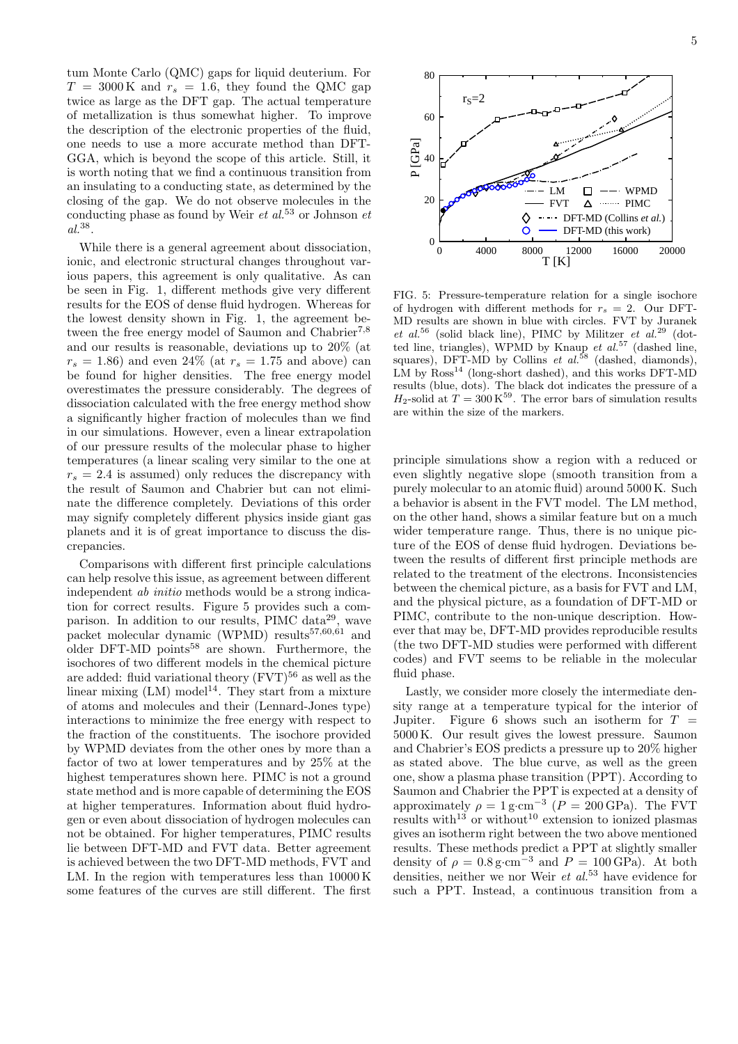tum Monte Carlo (QMC) gaps for liquid deuterium. For $T = 3000\,\mathrm{K}$ and $r_s = 1.6$, they found the QMC gap twice as large as the DFT gap. The actual temperature of metallization is thus somewhat higher. To improve the description of the electronic properties of the fluid, one needs to use a more accurate method than DFT-GGA, which is beyond the scope of this article. Still, it is worth noting that we find a continuous transition from an insulating to a conducting state, as determined by the closing of the gap. We do not observe molecules in the conducting phase as found by Weir *et al.*[53] or Johnson *et al.*[38].

While there is a general agreement about dissociation, ionic, and electronic structural changes throughout various papers, this agreement is only qualitative. As can be seen in Fig. 1, different methods give very different results for the EOS of dense fluid hydrogen. Whereas for the lowest density shown in Fig. 1, the agreement between the free energy model of Saumon and Chabrier[7,8] and our results is reasonable, deviations up to 20% (at $r_s = 1.86$) and even 24% (at $r_s = 1.75$ and above) can be found for higher densities. The free energy model overestimates the pressure considerably. The degrees of dissociation calculated with the free energy method show a significantly higher fraction of molecules than we find in our simulations. However, even a linear extrapolation of our pressure results of the molecular phase to higher temperatures (a linear scaling very similar to the one at $r_s = 2.4$ is assumed) only reduces the discrepancy with the result of Saumon and Chabrier but can not eliminate the difference completely. Deviations of this order may signify completely different physics inside giant gas planets and it is of great importance to discuss the discrepancies.

Comparisons with different first principle calculations can help resolve this issue, as agreement between different independent *ab initio* methods would be a strong indication for correct results. Figure 5 provides such a comparison. In addition to our results, PIMC data[29], wave packet molecular dynamic (WPMD) results[57,60,61] and older DFT-MD points[58] are shown. Furthermore, the isochores of two different models in the chemical picture are added: fluid variational theory (FVT)[56] as well as the linear mixing (LM) model[14]. They start from a mixture of atoms and molecules and their (Lennard-Jones type) interactions to minimize the free energy with respect to the fraction of the constituents. The isochore provided by WPMD deviates from the other ones by more than a factor of two at lower temperatures and by 25% at the highest temperatures shown here. PIMC is not a ground state method and is more capable of determining the EOS at higher temperatures. Information about fluid hydrogen or even about dissociation of hydrogen molecules can not be obtained. For higher temperatures, PIMC results lie between DFT-MD and FVT data. Better agreement is achieved between the two DFT-MD methods, FVT and LM. In the region with temperatures less than 10000 K some features of the curves are still different. The first principle simulations show a region with a reduced or even slightly negative slope (smooth transition from a purely molecular to an atomic fluid) around 5000 K. Such a behavior is absent in the FVT model. The LM method, on the other hand, shows a similar feature but on a much wider temperature range. Thus, there is no unique picture of the EOS of dense fluid hydrogen. Deviations between the results of different first principle methods are related to the treatment of the electrons. Inconsistencies between the chemical picture, as a basis for FVT and LM, and the physical picture, as a foundation of DFT-MD or PIMC, contribute to the non-unique description. However that may be, DFT-MD provides reproducible results (the two DFT-MD studies were performed with different codes) and FVT seems to be reliable in the molecular fluid phase.

FIG. 5: Pressure-temperature relation for a single isochore of hydrogen with different methods for $r_s = 2$. Our DFT-MD results are shown in blue with circles. FVT by Juranek *et al.*[56] (solid black line), PIMC by Militzer *et al.*[29] (dotted line, triangles), WPMD by Knaup *et al.*[57] (dashed line, squares), DFT-MD by Collins *et al.*[58] (dashed, diamonds), LM by Ross[14] (long-short dashed), and this works DFT-MD results (blue, dots). The black dot indicates the pressure of a $H_2$-solid at $T = 300\,\mathrm{K}$[59]. The error bars of simulation results are within the size of the markers.

Lastly, we consider more closely the intermediate density range at a temperature typical for the interior of Jupiter. Figure 6 shows such an isotherm for $T = 5000\,\mathrm{K}$. Our result gives the lowest pressure. Saumon and Chabrier's EOS predicts a pressure up to 20% higher as stated above. The blue curve, as well as the green one, show a plasma phase transition (PPT). According to Saumon and Chabrier the PPT is expected at a density of approximately $\rho = 1\,\mathrm{g{\cdot}cm^{-3}}$ ($P = 200\,\mathrm{GPa}$). The FVT results with[13] or without[10] extension to ionized plasmas gives an isotherm right between the two above mentioned results. These methods predict a PPT at slightly smaller density of $\rho = 0.8\,\mathrm{g{\cdot}cm^{-3}}$ and $P = 100\,\mathrm{GPa}$). At both densities, neither we nor Weir *et al.*[53] have evidence for such a PPT. Instead, a continuous transition from a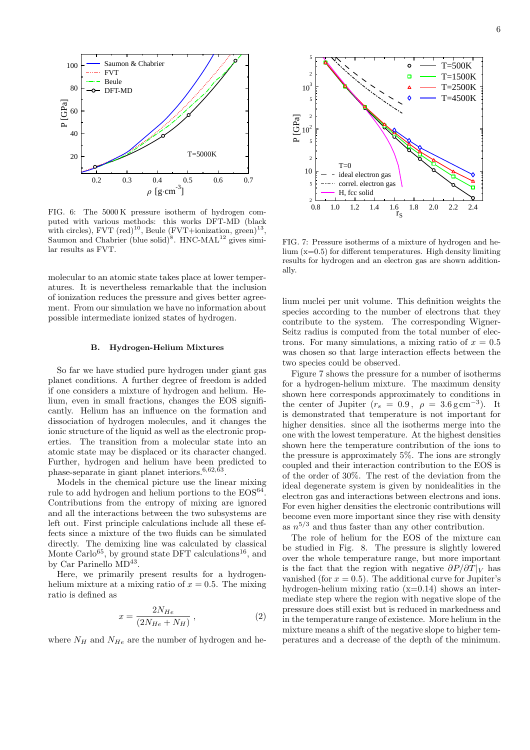FIG. 6: The 5000 K pressure isotherm of hydrogen computed with various methods: this works DFT-MD (black with circles), FVT (red)[10], Beule (FVT+ionization, green)[13], Saumon and Chabrier (blue solid)[8]. HNC-MAL[12] gives similar results as FVT.

molecular to an atomic state takes place at lower temperatures. It is nevertheless remarkable that the inclusion of ionization reduces the pressure and gives better agreement. From our simulation we have no information about possible intermediate ionized states of hydrogen.

### B. Hydrogen-Helium Mixtures

So far we have studied pure hydrogen under giant gas planet conditions. A further degree of freedom is added if one considers a mixture of hydrogen and helium. Helium, even in small fractions, changes the EOS significantly. Helium has an influence on the formation and dissociation of hydrogen molecules, and it changes the ionic structure of the liquid as well as the electronic properties. The transition from a molecular state into an atomic state may be displaced or its character changed. Further, hydrogen and helium have been predicted to phase-separate in giant planet interiors.[6,62,63].

Models in the chemical picture use the linear mixing rule to add hydrogen and helium portions to the EOS[64]. Contributions from the entropy of mixing are ignored and all the interactions between the two subsystems are left out. First principle calculations include all these effects since a mixture of the two fluids can be simulated directly. The demixing line was calculated by classical Monte Carlo[65], by ground state DFT calculations[16], and by Car Parinello MD[43].

Here, we primarily present results for a hydrogen-helium mixture at a mixing ratio of $x = 0.5$. The mixing ratio is defined as

$$x = \frac{2N_{He}}{(2N_{He} + N_H)} \,, \tag{2}$$

where $N_H$ and $N_{He}$ are the number of hydrogen and helium nuclei per unit volume. This definition weights the species according to the number of electrons that they contribute to the system. The corresponding Wigner-Seitz radius is computed from the total number of electrons. For many simulations, a mixing ratio of $x = 0.5$ was chosen so that large interaction effects between the two species could be observed.

FIG. 7: Pressure isotherms of a mixture of hydrogen and helium (x=0.5) for different temperatures. High density limiting results for hydrogen and an electron gas are shown additionally.

Figure 7 shows the pressure for a number of isotherms for a hydrogen-helium mixture. The maximum density shown here corresponds approximately to conditions in the center of Jupiter ($r_s = 0.9$, $\rho = 3.6\,\mathrm{g\,cm^{-3}}$). It is demonstrated that temperature is not important for higher densities. since all the isotherms merge into the one with the lowest temperature. At the highest densities shown here the temperature contribution of the ions to the pressure is approximately 5%. The ions are strongly coupled and their interaction contribution to the EOS is of the order of 30%. The rest of the deviation from the ideal degenerate system is given by nonidealities in the electron gas and interactions between electrons and ions. For even higher densities the electronic contributions will become even more important since they rise with density as $n^{5/3}$ and thus faster than any other contribution.

The role of helium for the EOS of the mixture can be studied in Fig. 8. The pressure is slightly lowered over the whole temperature range, but more important is the fact that the region with negative $\partial P/\partial T|_V$ has vanished (for $x = 0.5$). The additional curve for Jupiter's hydrogen-helium mixing ratio (x=0.14) shows an intermediate step where the region with negative slope of the pressure does still exist but is reduced in markedness and in the temperature range of existence. More helium in the mixture means a shift of the negative slope to higher temperatures and a decrease of the depth of the minimum.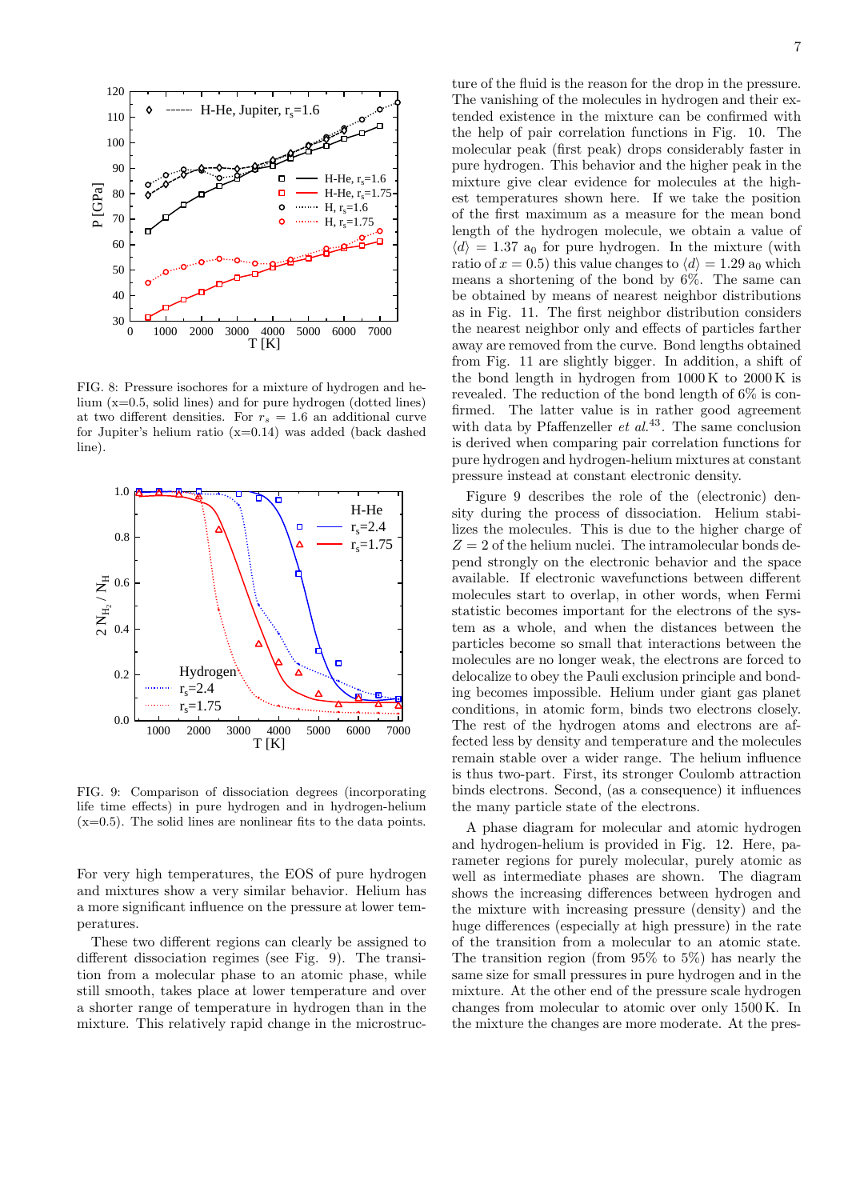FIG. 8: Pressure isochores for a mixture of hydrogen and helium (x=0.5, solid lines) and for pure hydrogen (dotted lines) at two different densities. For $r_s$ = 1.6 an additional curve for Jupiter's helium ratio (x=0.14) was added (back dashed line).

FIG. 9: Comparison of dissociation degrees (incorporating life time effects) in pure hydrogen and in hydrogen-helium (x=0.5). The solid lines are nonlinear fits to the data points.

For very high temperatures, the EOS of pure hydrogen and mixtures show a very similar behavior. Helium has a more significant influence on the pressure at lower temperatures.

These two different regions can clearly be assigned to different dissociation regimes (see Fig. 9). The transition from a molecular phase to an atomic phase, while still smooth, takes place at lower temperature and over a shorter range of temperature in hydrogen than in the mixture. This relatively rapid change in the microstructure of the fluid is the reason for the drop in the pressure. The vanishing of the molecules in hydrogen and their extended existence in the mixture can be confirmed with the help of pair correlation functions in Fig. 10. The molecular peak (first peak) drops considerably faster in pure hydrogen. This behavior and the higher peak in the mixture give clear evidence for molecules at the highest temperatures shown here. If we take the position of the first maximum as a measure for the mean bond length of the hydrogen molecule, we obtain a value of $\langle d \rangle = 1.37\ a_0$ for pure hydrogen. In the mixture (with ratio of $x = 0.5$) this value changes to $\langle d \rangle = 1.29\ a_0$ which means a shortening of the bond by 6%. The same can be obtained by means of nearest neighbor distributions as in Fig. 11. The first neighbor distribution considers the nearest neighbor only and effects of particles farther away are removed from the curve. Bond lengths obtained from Fig. 11 are slightly bigger. In addition, a shift of the bond length in hydrogen from 1000 K to 2000 K is revealed. The reduction of the bond length of 6% is confirmed. The latter value is in rather good agreement with data by Pfaffenzeller *et al.*[43]. The same conclusion is derived when comparing pair correlation functions for pure hydrogen and hydrogen-helium mixtures at constant pressure instead at constant electronic density.

Figure 9 describes the role of the (electronic) density during the process of dissociation. Helium stabilizes the molecules. This is due to the higher charge of $Z = 2$ of the helium nuclei. The intramolecular bonds depend strongly on the electronic behavior and the space available. If electronic wavefunctions between different molecules start to overlap, in other words, when Fermi statistic becomes important for the electrons of the system as a whole, and when the distances between the particles become so small that interactions between the molecules are no longer weak, the electrons are forced to delocalize to obey the Pauli exclusion principle and bonding becomes impossible. Helium under giant gas planet conditions, in atomic form, binds two electrons closely. The rest of the hydrogen atoms and electrons are affected less by density and temperature and the molecules remain stable over a wider range. The helium influence is thus two-part. First, its stronger Coulomb attraction binds electrons. Second, (as a consequence) it influences the many particle state of the electrons.

A phase diagram for molecular and atomic hydrogen and hydrogen-helium is provided in Fig. 12. Here, parameter regions for purely molecular, purely atomic as well as intermediate phases are shown. The diagram shows the increasing differences between hydrogen and the mixture with increasing pressure (density) and the huge differences (especially at high pressure) in the rate of the transition from a molecular to an atomic state. The transition region (from 95% to 5%) has nearly the same size for small pressures in pure hydrogen and in the mixture. At the other end of the pressure scale hydrogen changes from molecular to atomic over only 1500 K. In the mixture the changes are more moderate. At the pres-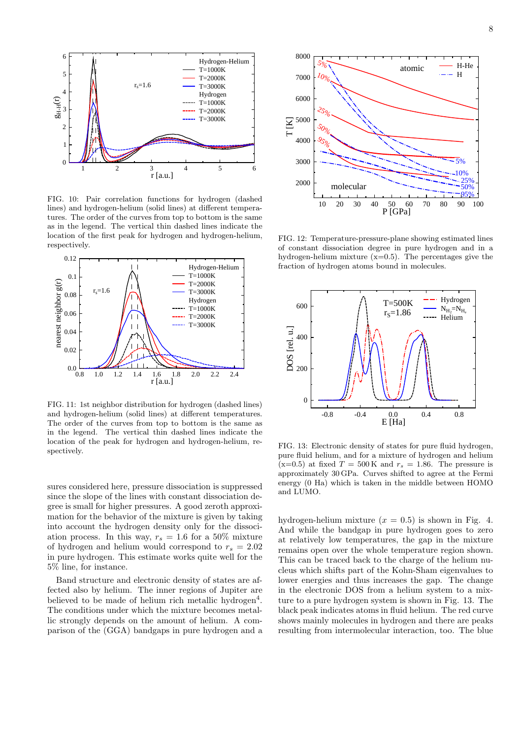FIG. 10: Pair correlation functions for hydrogen (dashed lines) and hydrogen-helium (solid lines) at different temperatures. The order of the curves from top to bottom is the same as in the legend. The vertical thin dashed lines indicate the location of the first peak for hydrogen and hydrogen-helium, respectively.

FIG. 11: 1st neighbor distribution for hydrogen (dashed lines) and hydrogen-helium (solid lines) at different temperatures. The order of the curves from top to bottom is the same as in the legend. The vertical thin dashed lines indicate the location of the peak for hydrogen and hydrogen-helium, respectively.

sures considered here, pressure dissociation is suppressed since the slope of the lines with constant dissociation degree is small for higher pressures. A good zeroth approximation for the behavior of the mixture is given by taking into account the hydrogen density only for the dissociation process. In this way, $r_s = 1.6$ for a 50% mixture of hydrogen and helium would correspond to $r_s = 2.02$ in pure hydrogen. This estimate works quite well for the 5% line, for instance.

Band structure and electronic density of states are affected also by helium. The inner regions of Jupiter are believed to be made of helium rich metallic hydrogen[4]. The conditions under which the mixture becomes metallic strongly depends on the amount of helium. A comparison of the (GGA) bandgaps in pure hydrogen and a hydrogen-helium mixture ($x = 0.5$) is shown in Fig. 4. And while the bandgap in pure hydrogen goes to zero at relatively low temperatures, the gap in the mixture remains open over the whole temperature region shown. This can be traced back to the charge of the helium nucleus which shifts part of the Kohn-Sham eigenvalues to lower energies and thus increases the gap. The change in the electronic DOS from a helium system to a mixture to a pure hydrogen system is shown in Fig. 13. The black peak indicates atoms in fluid helium. The red curve shows mainly molecules in hydrogen and there are peaks resulting from intermolecular interaction, too. The blue

FIG. 12: Temperature-pressure-plane showing estimated lines of constant dissociation degree in pure hydrogen and in a hydrogen-helium mixture (x=0.5). The percentages give the fraction of hydrogen atoms bound in molecules.

FIG. 13: Electronic density of states for pure fluid hydrogen, pure fluid helium, and for a mixture of hydrogen and helium (x=0.5) at fixed $T = 500$ K and $r_s = 1.86$. The pressure is approximately 30 GPa. Curves shifted to agree at the Fermi energy (0 Ha) which is taken in the middle between HOMO and LUMO.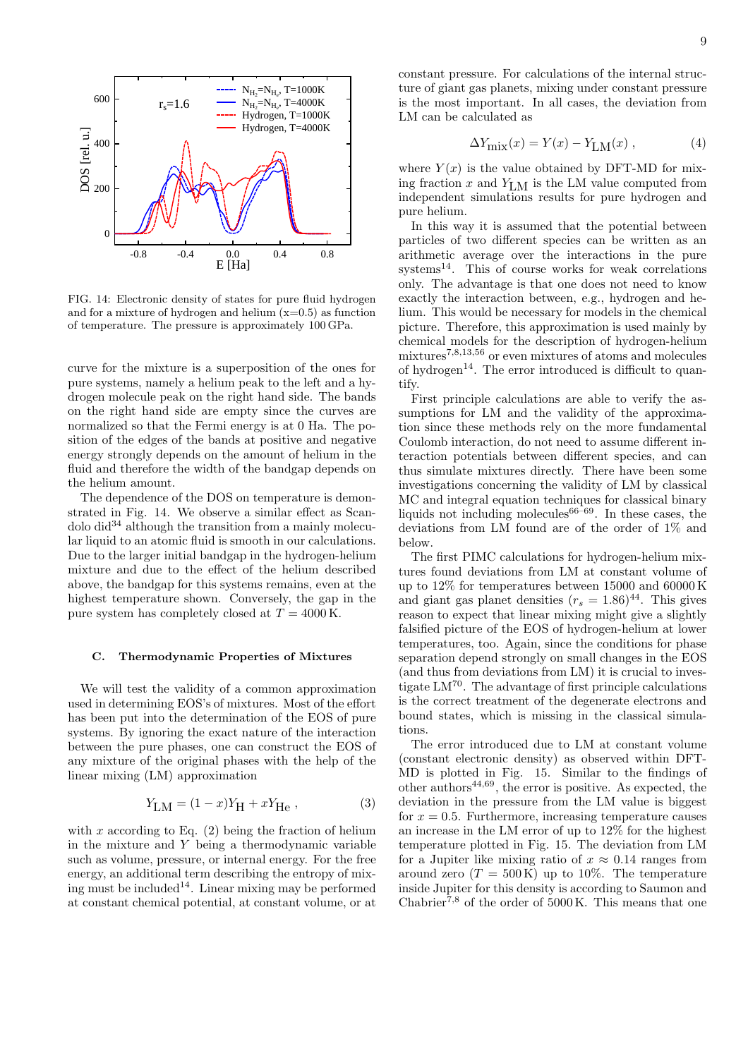FIG. 14: Electronic density of states for pure fluid hydrogen and for a mixture of hydrogen and helium (x=0.5) as function of temperature. The pressure is approximately 100 GPa.

curve for the mixture is a superposition of the ones for pure systems, namely a helium peak to the left and a hydrogen molecule peak on the right hand side. The bands on the right hand side are empty since the curves are normalized so that the Fermi energy is at 0 Ha. The position of the edges of the bands at positive and negative energy strongly depends on the amount of helium in the fluid and therefore the width of the bandgap depends on the helium amount.

The dependence of the DOS on temperature is demonstrated in Fig. 14. We observe a similar effect as Scandolo did[34] although the transition from a mainly molecular liquid to an atomic fluid is smooth in our calculations. Due to the larger initial bandgap in the hydrogen-helium mixture and due to the effect of the helium described above, the bandgap for this systems remains, even at the highest temperature shown. Conversely, the gap in the pure system has completely closed at $T = 4000\,\mathrm{K}$.

### C. Thermodynamic Properties of Mixtures

We will test the validity of a common approximation used in determining EOS's of mixtures. Most of the effort has been put into the determination of the EOS of pure systems. By ignoring the exact nature of the interaction between the pure phases, one can construct the EOS of any mixture of the original phases with the help of the linear mixing (LM) approximation

$$Y_{\mathrm{LM}} = (1-x)Y_{\mathrm{H}} + xY_{\mathrm{He}} \,, \tag{3}$$

with $x$ according to Eq. (2) being the fraction of helium in the mixture and $Y$ being a thermodynamic variable such as volume, pressure, or internal energy. For the free energy, an additional term describing the entropy of mixing must be included[14]. Linear mixing may be performed at constant chemical potential, at constant volume, or at constant pressure. For calculations of the internal structure of giant gas planets, mixing under constant pressure is the most important. In all cases, the deviation from LM can be calculated as

$$\Delta Y_{\mathrm{mix}}(x) = Y(x) - Y_{\mathrm{LM}}(x) \,, \tag{4}$$

where $Y(x)$ is the value obtained by DFT-MD for mixing fraction $x$ and $Y_{\mathrm{LM}}$ is the LM value computed from independent simulations results for pure hydrogen and pure helium.

In this way it is assumed that the potential between particles of two different species can be written as an arithmetic average over the interactions in the pure systems[14]. This of course works for weak correlations only. The advantage is that one does not need to know exactly the interaction between, e.g., hydrogen and helium. This would be necessary for models in the chemical picture. Therefore, this approximation is used mainly by chemical models for the description of hydrogen-helium mixtures[7,8,13,56] or even mixtures of atoms and molecules of hydrogen[14]. The error introduced is difficult to quantify.

First principle calculations are able to verify the assumptions for LM and the validity of the approximation since these methods rely on the more fundamental Coulomb interaction, do not need to assume different interaction potentials between different species, and can thus simulate mixtures directly. There have been some investigations concerning the validity of LM by classical MC and integral equation techniques for classical binary liquids not including molecules[66–69]. In these cases, the deviations from LM found are of the order of 1% and below.

The first PIMC calculations for hydrogen-helium mixtures found deviations from LM at constant volume of up to 12% for temperatures between 15000 and 60000 K and giant gas planet densities ($r_s = 1.86$)[44]. This gives reason to expect that linear mixing might give a slightly falsified picture of the EOS of hydrogen-helium at lower temperatures, too. Again, since the conditions for phase separation depend strongly on small changes in the EOS (and thus from deviations from LM) it is crucial to investigate LM[70]. The advantage of first principle calculations is the correct treatment of the degenerate electrons and bound states, which is missing in the classical simulations.

The error introduced due to LM at constant volume (constant electronic density) as observed within DFT-MD is plotted in Fig. 15. Similar to the findings of other authors[44,69], the error is positive. As expected, the deviation in the pressure from the LM value is biggest for $x = 0.5$. Furthermore, increasing temperature causes an increase in the LM error of up to 12% for the highest temperature plotted in Fig. 15. The deviation from LM for a Jupiter like mixing ratio of $x \approx 0.14$ ranges from around zero ($T = 500\,\mathrm{K}$) up to 10%. The temperature inside Jupiter for this density is according to Saumon and Chabrier[7,8] of the order of 5000 K. This means that one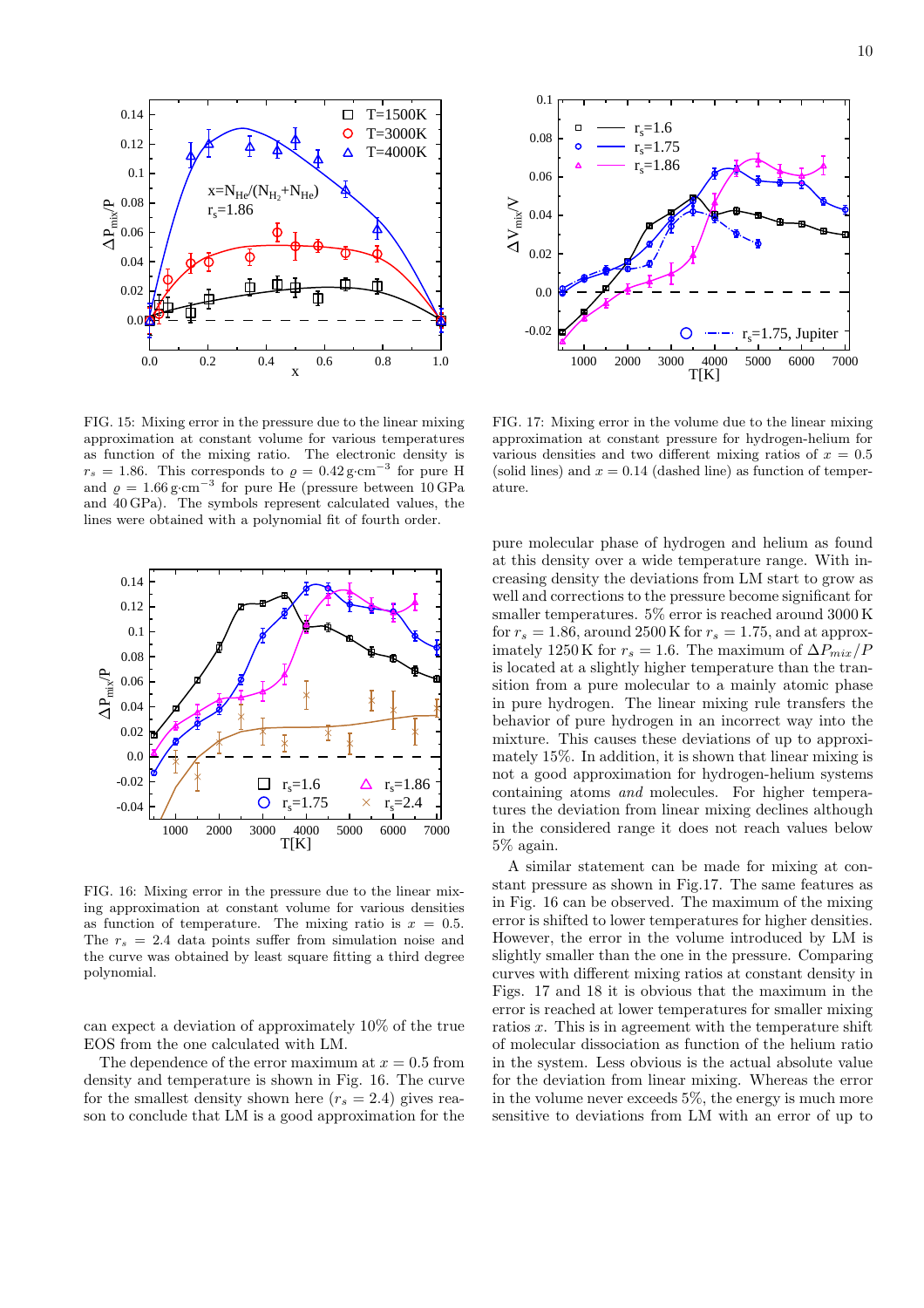FIG. 15: Mixing error in the pressure due to the linear mixing approximation at constant volume for various temperatures as function of the mixing ratio. The electronic density is $r_s = 1.86$. This corresponds to $\varrho = 0.42\,\mathrm{g{\cdot}cm^{-3}}$ for pure H and $\varrho = 1.66\,\mathrm{g{\cdot}cm^{-3}}$ for pure He (pressure between 10 GPa and 40 GPa). The symbols represent calculated values, the lines were obtained with a polynomial fit of fourth order.

FIG. 16: Mixing error in the pressure due to the linear mixing approximation at constant volume for various densities as function of temperature. The mixing ratio is $x = 0.5$. The $r_s = 2.4$ data points suffer from simulation noise and the curve was obtained by least square fitting a third degree polynomial.

can expect a deviation of approximately 10% of the true EOS from the one calculated with LM.

The dependence of the error maximum at $x = 0.5$ from density and temperature is shown in Fig. 16. The curve for the smallest density shown here ($r_s = 2.4$) gives reason to conclude that LM is a good approximation for the pure molecular phase of hydrogen and helium as found at this density over a wide temperature range. With increasing density the deviations from LM start to grow as well and corrections to the pressure become significant for smaller temperatures. 5% error is reached around 3000 K for $r_s = 1.86$, around 2500 K for $r_s = 1.75$, and at approximately 1250 K for $r_s = 1.6$. The maximum of $\Delta P_{mix}/P$ is located at a slightly higher temperature than the transition from a pure molecular to a mainly atomic phase in pure hydrogen. The linear mixing rule transfers the behavior of pure hydrogen in an incorrect way into the mixture. This causes these deviations of up to approximately 15%. In addition, it is shown that linear mixing is not a good approximation for hydrogen-helium systems containing atoms *and* molecules. For higher temperatures the deviation from linear mixing declines although in the considered range it does not reach values below 5% again.

FIG. 17: Mixing error in the volume due to the linear mixing approximation at constant pressure for hydrogen-helium for various densities and two different mixing ratios of $x = 0.5$ (solid lines) and $x = 0.14$ (dashed line) as function of temperature.

A similar statement can be made for mixing at constant pressure as shown in Fig.17. The same features as in Fig. 16 can be observed. The maximum of the mixing error is shifted to lower temperatures for higher densities. However, the error in the volume introduced by LM is slightly smaller than the one in the pressure. Comparing curves with different mixing ratios at constant density in Figs. 17 and 18 it is obvious that the maximum in the error is reached at lower temperatures for smaller mixing ratios $x$. This is in agreement with the temperature shift of molecular dissociation as function of the helium ratio in the system. Less obvious is the actual absolute value for the deviation from linear mixing. Whereas the error in the volume never exceeds 5%, the energy is much more sensitive to deviations from LM with an error of up to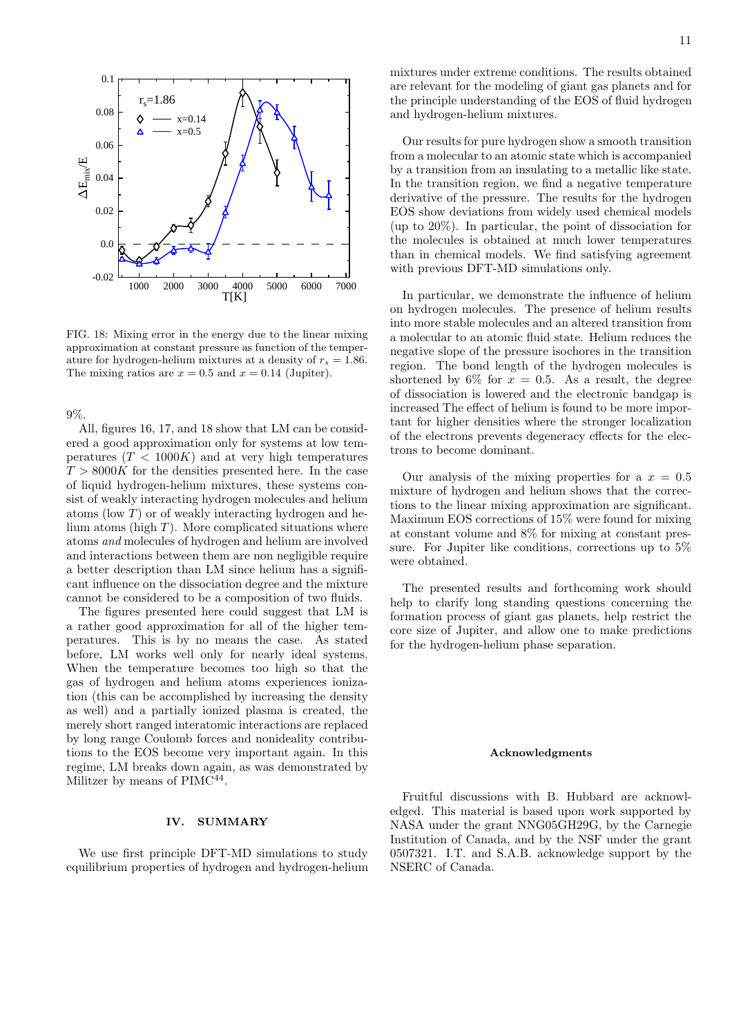FIG. 18: Mixing error in the energy due to the linear mixing approximation at constant pressure as function of the temperature for hydrogen-helium mixtures at a density of $r_s = 1.86$. The mixing ratios are $x = 0.5$ and $x = 0.14$ (Jupiter).

9%.

All, figures 16, 17, and 18 show that LM can be considered a good approximation only for systems at low temperatures ($T < 1000K$) and at very high temperatures $T > 8000K$ for the densities presented here. In the case of liquid hydrogen-helium mixtures, these systems consist of weakly interacting hydrogen molecules and helium atoms (low $T$) or of weakly interacting hydrogen and helium atoms (high $T$). More complicated situations where atoms *and* molecules of hydrogen and helium are involved and interactions between them are non negligible require a better description than LM since helium has a significant influence on the dissociation degree and the mixture cannot be considered to be a composition of two fluids.

The figures presented here could suggest that LM is a rather good approximation for all of the higher temperatures. This is by no means the case. As stated before, LM works well only for nearly ideal systems. When the temperature becomes too high so that the gas of hydrogen and helium atoms experiences ionization (this can be accomplished by increasing the density as well) and a partially ionized plasma is created, the merely short ranged interatomic interactions are replaced by long range Coulomb forces and nonideality contributions to the EOS become very important again. In this regime, LM breaks down again, as was demonstrated by Militzer by means of PIMC[44].

## IV. SUMMARY

We use first principle DFT-MD simulations to study equilibrium properties of hydrogen and hydrogen-helium mixtures under extreme conditions. The results obtained are relevant for the modeling of giant gas planets and for the principle understanding of the EOS of fluid hydrogen and hydrogen-helium mixtures.

Our results for pure hydrogen show a smooth transition from a molecular to an atomic state which is accompanied by a transition from an insulating to a metallic like state. In the transition region, we find a negative temperature derivative of the pressure. The results for the hydrogen EOS show deviations from widely used chemical models (up to 20%). In particular, the point of dissociation for the molecules is obtained at much lower temperatures than in chemical models. We find satisfying agreement with previous DFT-MD simulations only.

In particular, we demonstrate the influence of helium on hydrogen molecules. The presence of helium results into more stable molecules and an altered transition from a molecular to an atomic fluid state. Helium reduces the negative slope of the pressure isochores in the transition region. The bond length of the hydrogen molecules is shortened by 6% for $x = 0.5$. As a result, the degree of dissociation is lowered and the electronic bandgap is increased The effect of helium is found to be more important for higher densities where the stronger localization of the electrons prevents degeneracy effects for the electrons to become dominant.

Our analysis of the mixing properties for a $x = 0.5$ mixture of hydrogen and helium shows that the corrections to the linear mixing approximation are significant. Maximum EOS corrections of 15% were found for mixing at constant volume and 8% for mixing at constant pressure. For Jupiter like conditions, corrections up to 5% were obtained.

The presented results and forthcoming work should help to clarify long standing questions concerning the formation process of giant gas planets, help restrict the core size of Jupiter, and allow one to make predictions for the hydrogen-helium phase separation.

### Acknowledgments

Fruitful discussions with B. Hubbard are acknowledged. This material is based upon work supported by NASA under the grant NNG05GH29G, by the Carnegie Institution of Canada, and by the NSF under the grant 0507321. I.T. and S.A.B. acknowledge support by the NSERC of Canada.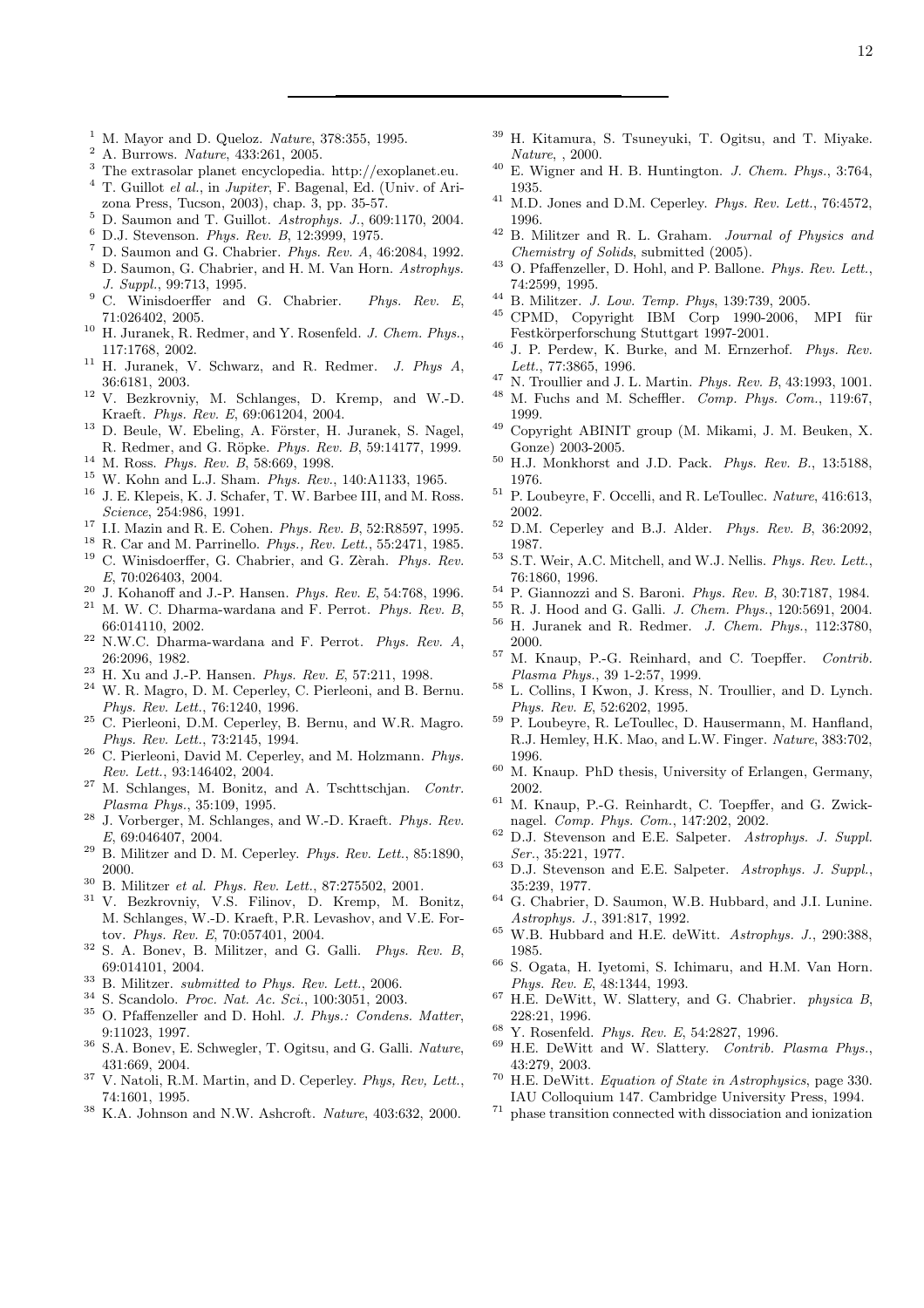[1] M. Mayor and D. Queloz. *Nature*, 378:355, 1995.

[2] A. Burrows. *Nature*, 433:261, 2005.

[3] The extrasolar planet encyclopedia. http://exoplanet.eu.

[4] T. Guillot *el al.*, in *Jupiter*, F. Bagenal, Ed. (Univ. of Arizona Press, Tucson, 2003), chap. 3, pp. 35-57.

[5] D. Saumon and T. Guillot. *Astrophys. J.*, 609:1170, 2004.

[6] D.J. Stevenson. *Phys. Rev. B*, 12:3999, 1975.

[7] D. Saumon and G. Chabrier. *Phys. Rev. A*, 46:2084, 1992.

[8] D. Saumon, G. Chabrier, and H. M. Van Horn. *Astrophys. J. Suppl.*, 99:713, 1995.

[9] C. Winisdoerffer and G. Chabrier. *Phys. Rev. E*, 71:026402, 2005.

[10] H. Juranek, R. Redmer, and Y. Rosenfeld. *J. Chem. Phys.*, 117:1768, 2002.

[11] H. Juranek, V. Schwarz, and R. Redmer. *J. Phys A*, 36:6181, 2003.

[12] V. Bezkrovniy, M. Schlanges, D. Kremp, and W.-D. Kraeft. *Phys. Rev. E*, 69:061204, 2004.

[13] D. Beule, W. Ebeling, A. Förster, H. Juranek, S. Nagel, R. Redmer, and G. Röpke. *Phys. Rev. B*, 59:14177, 1999.

[14] M. Ross. *Phys. Rev. B*, 58:669, 1998.

[15] W. Kohn and L.J. Sham. *Phys. Rev.*, 140:A1133, 1965.

[16] J. E. Klepeis, K. J. Schafer, T. W. Barbee III, and M. Ross. *Science*, 254:986, 1991.

[17] I.I. Mazin and R. E. Cohen. *Phys. Rev. B*, 52:R8597, 1995.

[18] R. Car and M. Parrinello. *Phys., Rev. Lett.*, 55:2471, 1985.

[19] C. Winisdoerffer, G. Chabrier, and G. Zèrah. *Phys. Rev. E*, 70:026403, 2004.

[20] J. Kohanoff and J.-P. Hansen. *Phys. Rev. E*, 54:768, 1996.

[21] M. W. C. Dharma-wardana and F. Perrot. *Phys. Rev. B*, 66:014110, 2002.

[22] N.W.C. Dharma-wardana and F. Perrot. *Phys. Rev. A*, 26:2096, 1982.

[23] H. Xu and J.-P. Hansen. *Phys. Rev. E*, 57:211, 1998.

[24] W. R. Magro, D. M. Ceperley, C. Pierleoni, and B. Bernu. *Phys. Rev. Lett.*, 76:1240, 1996.

[25] C. Pierleoni, D.M. Ceperley, B. Bernu, and W.R. Magro. *Phys. Rev. Lett.*, 73:2145, 1994.

[26] C. Pierleoni, David M. Ceperley, and M. Holzmann. *Phys. Rev. Lett.*, 93:146402, 2004.

[27] M. Schlanges, M. Bonitz, and A. Tschttschjan. *Contr. Plasma Phys.*, 35:109, 1995.

[28] J. Vorberger, M. Schlanges, and W.-D. Kraeft. *Phys. Rev. E*, 69:046407, 2004.

[29] B. Militzer and D. M. Ceperley. *Phys. Rev. Lett.*, 85:1890, 2000.

[30] B. Militzer *et al. Phys. Rev. Lett.*, 87:275502, 2001.

[31] V. Bezkrovniy, V.S. Filinov, D. Kremp, M. Bonitz, M. Schlanges, W.-D. Kraeft, P.R. Levashov, and V.E. Fortov. *Phys. Rev. E*, 70:057401, 2004.

[32] S. A. Bonev, B. Militzer, and G. Galli. *Phys. Rev. B*, 69:014101, 2004.

[33] B. Militzer. *submitted to Phys. Rev. Lett.*, 2006.

[34] S. Scandolo. *Proc. Nat. Ac. Sci.*, 100:3051, 2003.

[35] O. Pfaffenzeller and D. Hohl. *J. Phys.: Condens. Matter*, 9:11023, 1997.

[36] S.A. Bonev, E. Schwegler, T. Ogitsu, and G. Galli. *Nature*, 431:669, 2004.

[37] V. Natoli, R.M. Martin, and D. Ceperley. *Phys, Rev, Lett.*, 74:1601, 1995.

[38] K.A. Johnson and N.W. Ashcroft. *Nature*, 403:632, 2000.

[39] H. Kitamura, S. Tsuneyuki, T. Ogitsu, and T. Miyake. *Nature*, , 2000.

[40] E. Wigner and H. B. Huntington. *J. Chem. Phys.*, 3:764, 1935.

[41] M.D. Jones and D.M. Ceperley. *Phys. Rev. Lett.*, 76:4572, 1996.

[42] B. Militzer and R. L. Graham. *Journal of Physics and Chemistry of Solids*, submitted (2005).

[43] O. Pfaffenzeller, D. Hohl, and P. Ballone. *Phys. Rev. Lett.*, 74:2599, 1995.

[44] B. Militzer. *J. Low. Temp. Phys*, 139:739, 2005.

[45] CPMD, Copyright IBM Corp 1990-2006, MPI für Festkörperforschung Stuttgart 1997-2001.

[46] J. P. Perdew, K. Burke, and M. Ernzerhof. *Phys. Rev. Lett.*, 77:3865, 1996.

[47] N. Troullier and J. L. Martin. *Phys. Rev. B*, 43:1993, 1001.

[48] M. Fuchs and M. Scheffler. *Comp. Phys. Com.*, 119:67, 1999.

[49] Copyright ABINIT group (M. Mikami, J. M. Beuken, X. Gonze) 2003-2005.

[50] H.J. Monkhorst and J.D. Pack. *Phys. Rev. B.*, 13:5188, 1976.

[51] P. Loubeyre, F. Occelli, and R. LeToullec. *Nature*, 416:613, 2002.

[52] D.M. Ceperley and B.J. Alder. *Phys. Rev. B*, 36:2092, 1987.

[53] S.T. Weir, A.C. Mitchell, and W.J. Nellis. *Phys. Rev. Lett.*, 76:1860, 1996.

[54] P. Giannozzi and S. Baroni. *Phys. Rev. B*, 30:7187, 1984.

[55] R. J. Hood and G. Galli. *J. Chem. Phys.*, 120:5691, 2004.

[56] H. Juranek and R. Redmer. *J. Chem. Phys.*, 112:3780, 2000.

[57] M. Knaup, P.-G. Reinhard, and C. Toepffer. *Contrib. Plasma Phys.*, 39 1-2:57, 1999.

[58] L. Collins, I Kwon, J. Kress, N. Troullier, and D. Lynch. *Phys. Rev. E*, 52:6202, 1995.

[59] P. Loubeyre, R. LeToullec, D. Hausermann, M. Hanfland, R.J. Hemley, H.K. Mao, and L.W. Finger. *Nature*, 383:702, 1996.

[60] M. Knaup. PhD thesis, University of Erlangen, Germany, 2002.

[61] M. Knaup, P.-G. Reinhardt, C. Toepffer, and G. Zwicknagel. *Comp. Phys. Com.*, 147:202, 2002.

[62] D.J. Stevenson and E.E. Salpeter. *Astrophys. J. Suppl. Ser.*, 35:221, 1977.

[63] D.J. Stevenson and E.E. Salpeter. *Astrophys. J. Suppl.*, 35:239, 1977.

[64] G. Chabrier, D. Saumon, W.B. Hubbard, and J.I. Lunine. *Astrophys. J.*, 391:817, 1992.

[65] W.B. Hubbard and H.E. deWitt. *Astrophys. J.*, 290:388, 1985.

[66] S. Ogata, H. Iyetomi, S. Ichimaru, and H.M. Van Horn. *Phys. Rev. E*, 48:1344, 1993.

[67] H.E. DeWitt, W. Slattery, and G. Chabrier. *physica B*, 228:21, 1996.

[68] Y. Rosenfeld. *Phys. Rev. E*, 54:2827, 1996.

[69] H.E. DeWitt and W. Slattery. *Contrib. Plasma Phys.*, 43:279, 2003.

[70] H.E. DeWitt. *Equation of State in Astrophysics*, page 330. IAU Colloquium 147. Cambridge University Press, 1994.

[71] phase transition connected with dissociation and ionization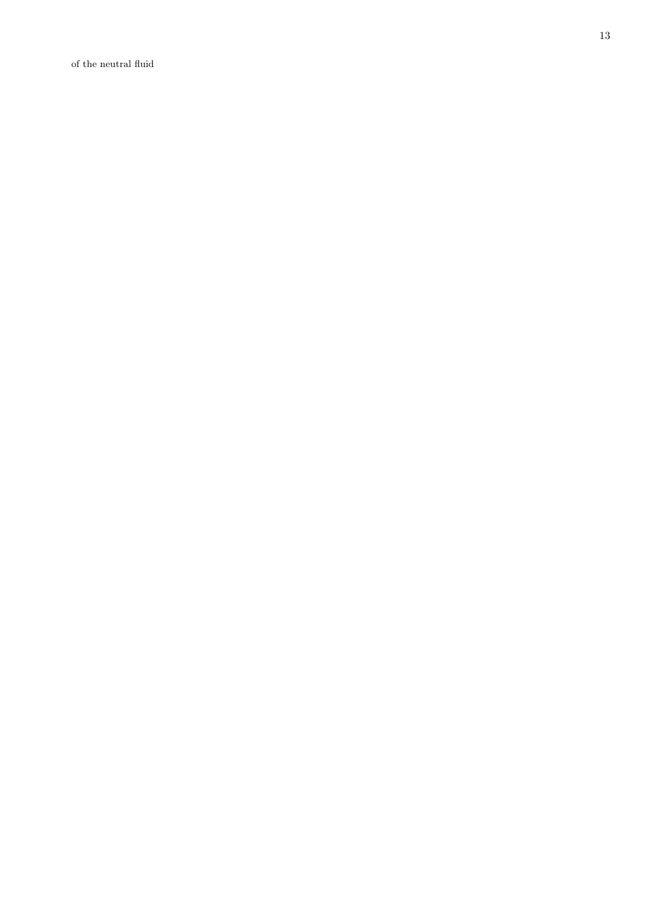of the neutral fluid